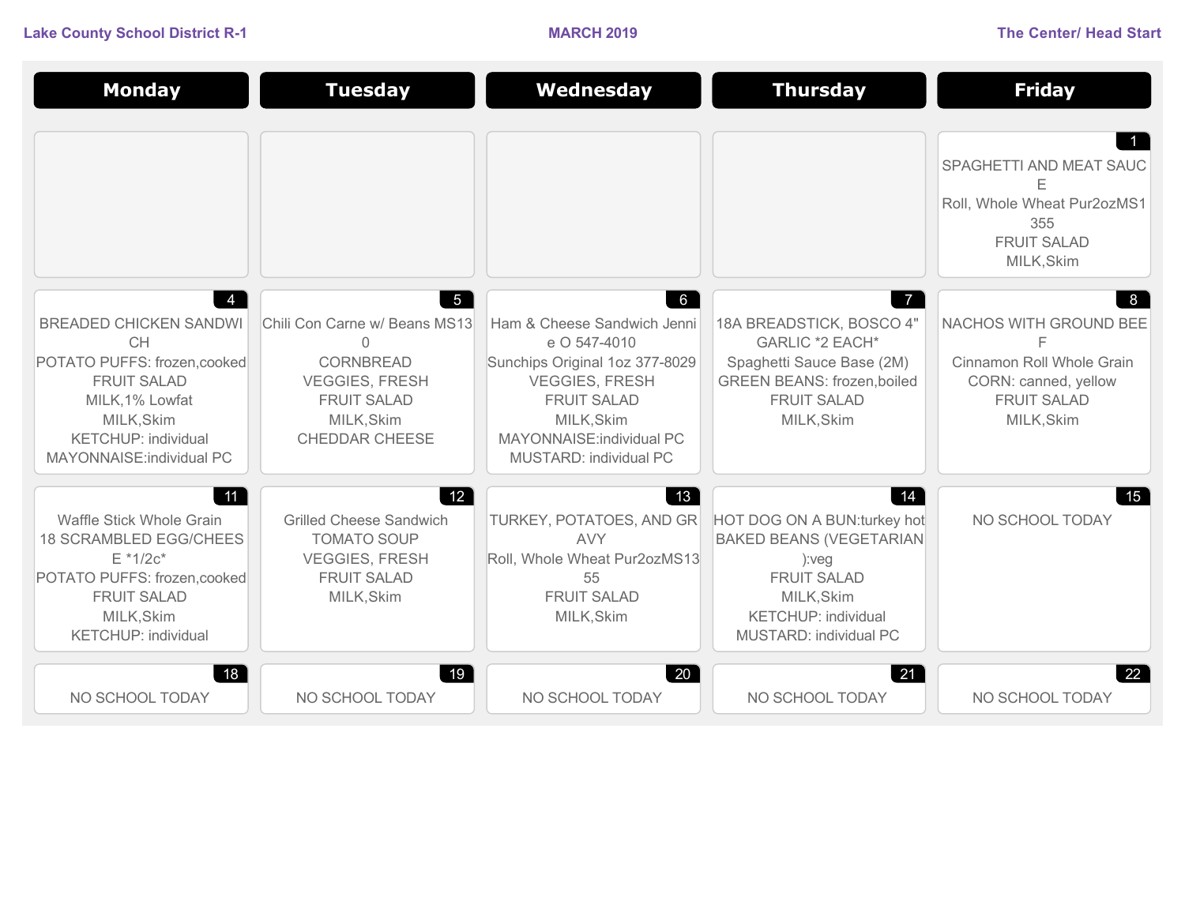Lake County School District R-1 | MARCH 2019 | The Center/ Head Start

| Monday | Tuesday | Wednesday | Thursday | Friday |
|---|---|---|---|---|
| | | | | **1**<br>SPAGHETTI AND MEAT SAUCE<br>Roll, Whole Wheat Pur2ozMS1355<br>FRUIT SALAD<br>MILK,Skim |
| **4**<br>BREADED CHICKEN SANDWICH<br>POTATO PUFFS: frozen,cooked<br>FRUIT SALAD<br>MILK,1% Lowfat<br>MILK,Skim<br>KETCHUP: individual<br>MAYONNAISE:individual PC | **5**<br>Chili Con Carne w/ Beans MS130<br>CORNBREAD<br>VEGGIES, FRESH<br>FRUIT SALAD<br>MILK,Skim<br>CHEDDAR CHEESE | **6**<br>Ham & Cheese Sandwich Jennie O 547-4010<br>Sunchips Original 1oz 377-8029<br>VEGGIES, FRESH<br>FRUIT SALAD<br>MILK,Skim<br>MAYONNAISE:individual PC<br>MUSTARD: individual PC | **7**<br>18A BREADSTICK, BOSCO 4" GARLIC *2 EACH*<br>Spaghetti Sauce Base (2M)<br>GREEN BEANS: frozen,boiled<br>FRUIT SALAD<br>MILK,Skim | **8**<br>NACHOS WITH GROUND BEEF<br>Cinnamon Roll Whole Grain<br>CORN: canned, yellow<br>FRUIT SALAD<br>MILK,Skim |
| **11**<br>Waffle Stick Whole Grain<br>18 SCRAMBLED EGG/CHEESE *1/2c*<br>POTATO PUFFS: frozen,cooked<br>FRUIT SALAD<br>MILK,Skim<br>KETCHUP: individual | **12**<br>Grilled Cheese Sandwich<br>TOMATO SOUP<br>VEGGIES, FRESH<br>FRUIT SALAD<br>MILK,Skim | **13**<br>TURKEY, POTATOES, AND GRAVY<br>Roll, Whole Wheat Pur2ozMS1355<br>FRUIT SALAD<br>MILK,Skim | **14**<br>HOT DOG ON A BUN:turkey hot<br>BAKED BEANS (VEGETARIAN):veg<br>FRUIT SALAD<br>MILK,Skim<br>KETCHUP: individual<br>MUSTARD: individual PC | **15**<br>NO SCHOOL TODAY |
| **18**<br>NO SCHOOL TODAY | **19**<br>NO SCHOOL TODAY | **20**<br>NO SCHOOL TODAY | **21**<br>NO SCHOOL TODAY | **22**<br>NO SCHOOL TODAY |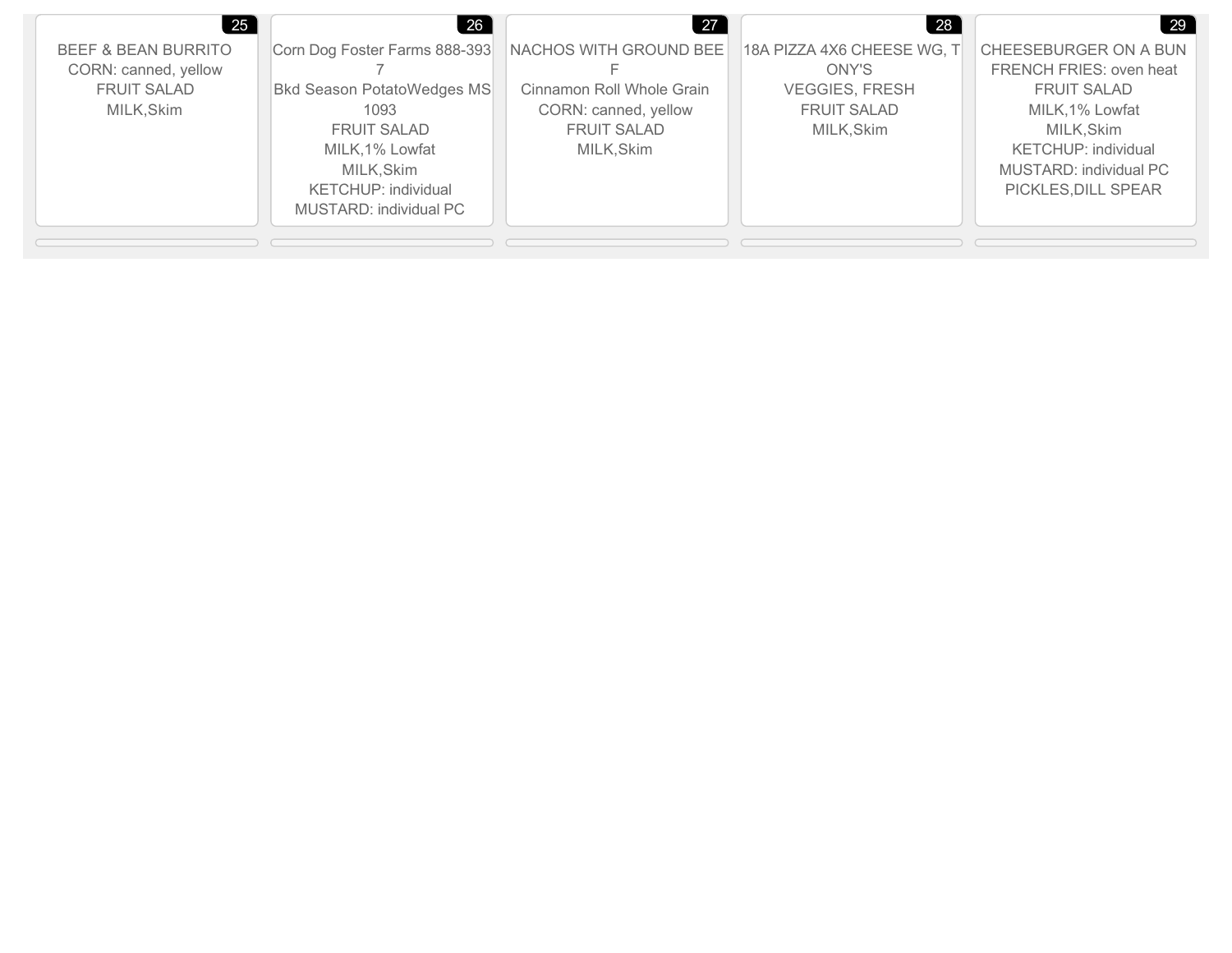| 25 | 26 | 27 | 28 | 29 |
|---|---|---|---|---|
| BEEF & BEAN BURRITO<br>CORN: canned, yellow<br>FRUIT SALAD<br>MILK,Skim | Corn Dog Foster Farms 888-3937<br>Bkd Season PotatoWedges MS 1093<br>FRUIT SALAD<br>MILK,1% Lowfat<br>MILK,Skim<br>KETCHUP: individual<br>MUSTARD: individual PC | NACHOS WITH GROUND BEEF<br>Cinnamon Roll Whole Grain<br>CORN: canned, yellow<br>FRUIT SALAD<br>MILK,Skim | 18A PIZZA 4X6 CHEESE WG, TONY'S<br>VEGGIES, FRESH<br>FRUIT SALAD<br>MILK,Skim | CHEESEBURGER ON A BUN<br>FRENCH FRIES: oven heat<br>FRUIT SALAD<br>MILK,1% Lowfat<br>MILK,Skim<br>KETCHUP: individual<br>MUSTARD: individual PC<br>PICKLES,DILL SPEAR |